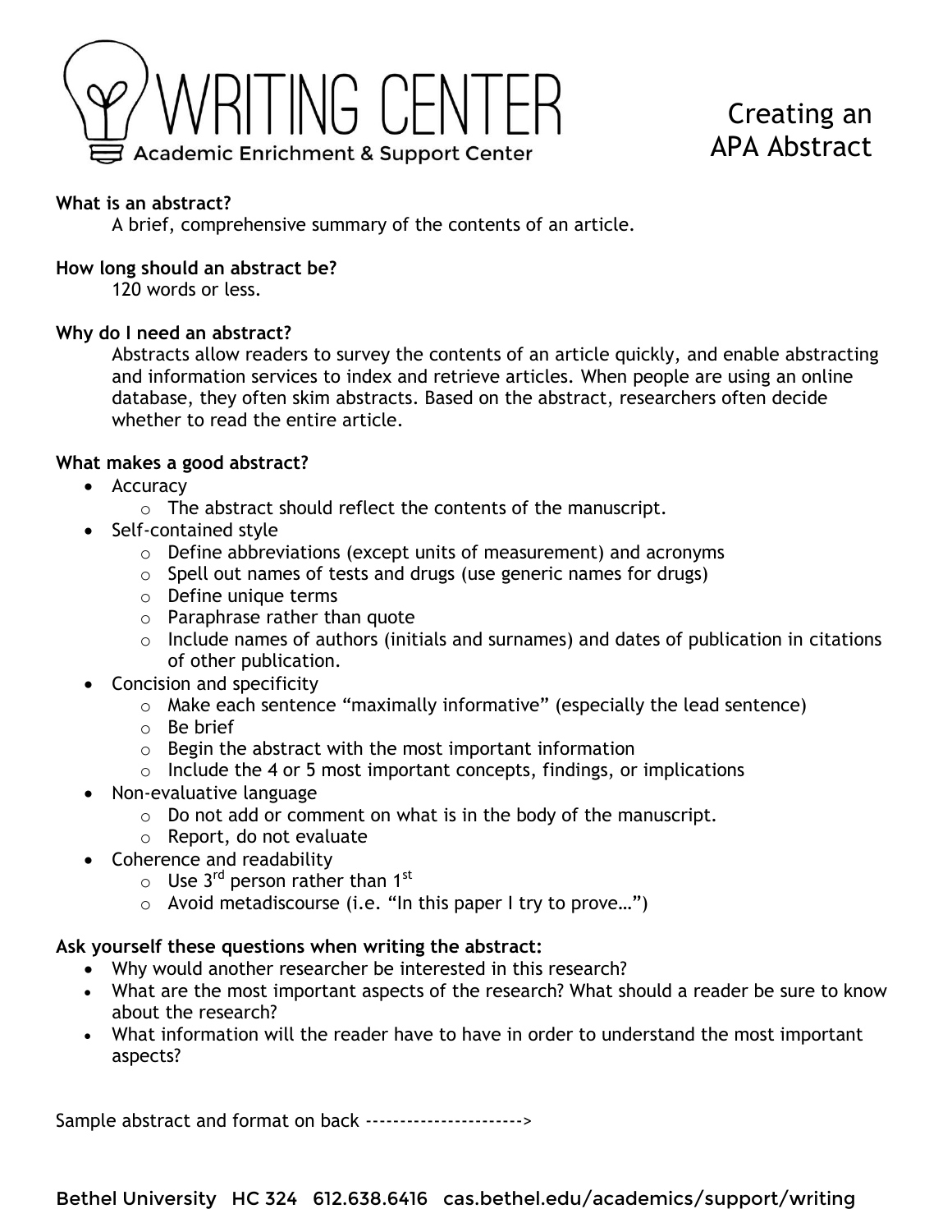# WRITING CENTER

Academic Enrichment & Support Center

## Creating an APA Abstract

**What is an abstract?**

A brief, comprehensive summary of the contents of an article.

**How long should an abstract be?**

120 words or less.

**Why do I need an abstract?**

Abstracts allow readers to survey the contents of an article quickly, and enable abstracting and information services to index and retrieve articles. When people are using an online database, they often skim abstracts. Based on the abstract, researchers often decide whether to read the entire article.

**What makes a good abstract?**

- Accuracy
  - The abstract should reflect the contents of the manuscript.
- Self-contained style
  - Define abbreviations (except units of measurement) and acronyms
  - Spell out names of tests and drugs (use generic names for drugs)
  - Define unique terms
  - Paraphrase rather than quote
  - Include names of authors (initials and surnames) and dates of publication in citations of other publication.
- Concision and specificity
  - Make each sentence "maximally informative" (especially the lead sentence)
  - Be brief
  - Begin the abstract with the most important information
  - Include the 4 or 5 most important concepts, findings, or implications
- Non-evaluative language
  - Do not add or comment on what is in the body of the manuscript.
  - Report, do not evaluate
- Coherence and readability
  - Use 3rd person rather than 1st
  - Avoid metadiscourse (i.e. "In this paper I try to prove…")

**Ask yourself these questions when writing the abstract:**

- Why would another researcher be interested in this research?
- What are the most important aspects of the research? What should a reader be sure to know about the research?
- What information will the reader have to have in order to understand the most important aspects?

Sample abstract and format on back ----------------------->

Bethel University HC 324 612.638.6416 cas.bethel.edu/academics/support/writing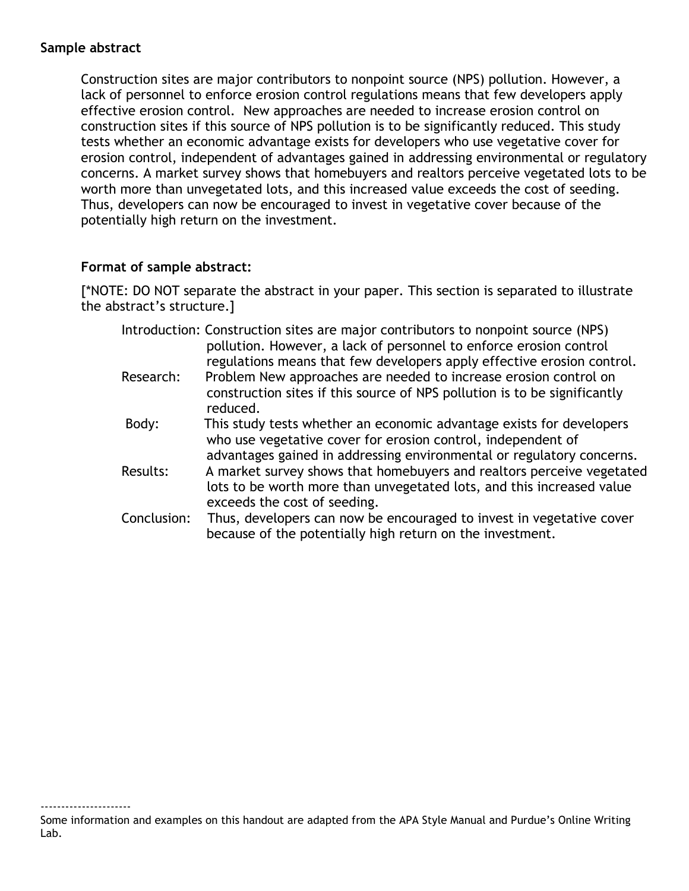**Sample abstract**

Construction sites are major contributors to nonpoint source (NPS) pollution. However, a lack of personnel to enforce erosion control regulations means that few developers apply effective erosion control. New approaches are needed to increase erosion control on construction sites if this source of NPS pollution is to be significantly reduced. This study tests whether an economic advantage exists for developers who use vegetative cover for erosion control, independent of advantages gained in addressing environmental or regulatory concerns. A market survey shows that homebuyers and realtors perceive vegetated lots to be worth more than unvegetated lots, and this increased value exceeds the cost of seeding. Thus, developers can now be encouraged to invest in vegetative cover because of the potentially high return on the investment.

**Format of sample abstract:**

[*NOTE: DO NOT separate the abstract in your paper. This section is separated to illustrate the abstract's structure.]

| | |
|---|---|
| Introduction: | Construction sites are major contributors to nonpoint source (NPS) pollution. However, a lack of personnel to enforce erosion control regulations means that few developers apply effective erosion control. |
| Research: | Problem New approaches are needed to increase erosion control on construction sites if this source of NPS pollution is to be significantly reduced. |
| Body: | This study tests whether an economic advantage exists for developers who use vegetative cover for erosion control, independent of advantages gained in addressing environmental or regulatory concerns. |
| Results: | A market survey shows that homebuyers and realtors perceive vegetated lots to be worth more than unvegetated lots, and this increased value exceeds the cost of seeding. |
| Conclusion: | Thus, developers can now be encouraged to invest in vegetative cover because of the potentially high return on the investment. |

----------------------

Some information and examples on this handout are adapted from the APA Style Manual and Purdue's Online Writing Lab.